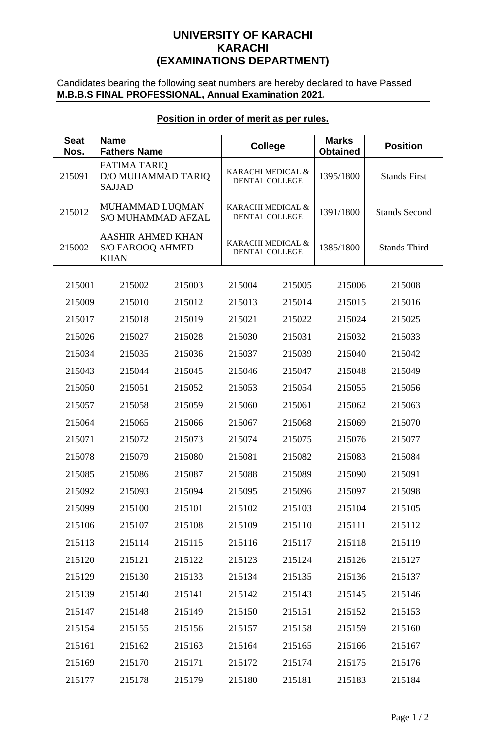# UNIVERSITY OF KARACHI
## KARACHI
## (EXAMINATIONS DEPARTMENT)

Candidates bearing the following seat numbers are hereby declared to have Passed **M.B.B.S FINAL PROFESSIONAL, Annual Examination 2021.**

**Position in order of merit as per rules.**

| Seat Nos. | Name Fathers Name | College | Marks Obtained | Position |
|---|---|---|---|---|
| 215091 | FATIMA TARIQ D/O MUHAMMAD TARIQ SAJJAD | KARACHI MEDICAL & DENTAL COLLEGE | 1395/1800 | Stands First |
| 215012 | MUHAMMAD LUQMAN S/O MUHAMMAD AFZAL | KARACHI MEDICAL & DENTAL COLLEGE | 1391/1800 | Stands Second |
| 215002 | AASHIR AHMED KHAN S/O FAROOQ AHMED KHAN | KARACHI MEDICAL & DENTAL COLLEGE | 1385/1800 | Stands Third |

| | | | | | | |
|---|---|---|---|---|---|---|
| 215001 | 215002 | 215003 | 215004 | 215005 | 215006 | 215008 |
| 215009 | 215010 | 215012 | 215013 | 215014 | 215015 | 215016 |
| 215017 | 215018 | 215019 | 215021 | 215022 | 215024 | 215025 |
| 215026 | 215027 | 215028 | 215030 | 215031 | 215032 | 215033 |
| 215034 | 215035 | 215036 | 215037 | 215039 | 215040 | 215042 |
| 215043 | 215044 | 215045 | 215046 | 215047 | 215048 | 215049 |
| 215050 | 215051 | 215052 | 215053 | 215054 | 215055 | 215056 |
| 215057 | 215058 | 215059 | 215060 | 215061 | 215062 | 215063 |
| 215064 | 215065 | 215066 | 215067 | 215068 | 215069 | 215070 |
| 215071 | 215072 | 215073 | 215074 | 215075 | 215076 | 215077 |
| 215078 | 215079 | 215080 | 215081 | 215082 | 215083 | 215084 |
| 215085 | 215086 | 215087 | 215088 | 215089 | 215090 | 215091 |
| 215092 | 215093 | 215094 | 215095 | 215096 | 215097 | 215098 |
| 215099 | 215100 | 215101 | 215102 | 215103 | 215104 | 215105 |
| 215106 | 215107 | 215108 | 215109 | 215110 | 215111 | 215112 |
| 215113 | 215114 | 215115 | 215116 | 215117 | 215118 | 215119 |
| 215120 | 215121 | 215122 | 215123 | 215124 | 215126 | 215127 |
| 215129 | 215130 | 215133 | 215134 | 215135 | 215136 | 215137 |
| 215139 | 215140 | 215141 | 215142 | 215143 | 215145 | 215146 |
| 215147 | 215148 | 215149 | 215150 | 215151 | 215152 | 215153 |
| 215154 | 215155 | 215156 | 215157 | 215158 | 215159 | 215160 |
| 215161 | 215162 | 215163 | 215164 | 215165 | 215166 | 215167 |
| 215169 | 215170 | 215171 | 215172 | 215174 | 215175 | 215176 |
| 215177 | 215178 | 215179 | 215180 | 215181 | 215183 | 215184 |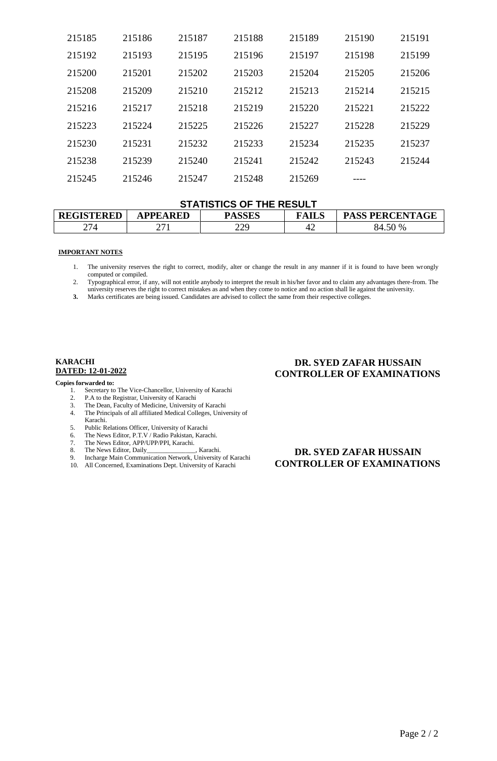| | | | | | | |
|---|---|---|---|---|---|---|
| 215185 | 215186 | 215187 | 215188 | 215189 | 215190 | 215191 |
| 215192 | 215193 | 215195 | 215196 | 215197 | 215198 | 215199 |
| 215200 | 215201 | 215202 | 215203 | 215204 | 215205 | 215206 |
| 215208 | 215209 | 215210 | 215212 | 215213 | 215214 | 215215 |
| 215216 | 215217 | 215218 | 215219 | 215220 | 215221 | 215222 |
| 215223 | 215224 | 215225 | 215226 | 215227 | 215228 | 215229 |
| 215230 | 215231 | 215232 | 215233 | 215234 | 215235 | 215237 |
| 215238 | 215239 | 215240 | 215241 | 215242 | 215243 | 215244 |
| 215245 | 215246 | 215247 | 215248 | 215269 | ---- | |

## STATISTICS OF THE RESULT

| REGISTERED | APPEARED | PASSES | FAILS | PASS PERCENTAGE |
|---|---|---|---|---|
| 274 | 271 | 229 | 42 | 84.50 % |

**IMPORTANT NOTES**

1. The university reserves the right to correct, modify, alter or change the result in any manner if it is found to have been wrongly computed or compiled.
2. Typographical error, if any, will not entitle anybody to interpret the result in his/her favor and to claim any advantages there-from. The university reserves the right to correct mistakes as and when they come to notice and no action shall lie against the university.
3. Marks certificates are being issued. Candidates are advised to collect the same from their respective colleges.

**KARACHI**
**DATED: 12-01-2022**

**DR. SYED ZAFAR HUSSAIN**
**CONTROLLER OF EXAMINATIONS**

**Copies forwarded to:**

1. Secretary to The Vice-Chancellor, University of Karachi
2. P.A to the Registrar, University of Karachi
3. The Dean, Faculty of Medicine, University of Karachi
4. The Principals of all affiliated Medical Colleges, University of Karachi.
5. Public Relations Officer, University of Karachi
6. The News Editor, P.T.V / Radio Pakistan, Karachi.
7. The News Editor, APP/UPP/PPI, Karachi.
8. The News Editor, Daily_______________, Karachi.
9. Incharge Main Communication Network, University of Karachi
10. All Concerned, Examinations Dept. University of Karachi

**DR. SYED ZAFAR HUSSAIN**
**CONTROLLER OF EXAMINATIONS**